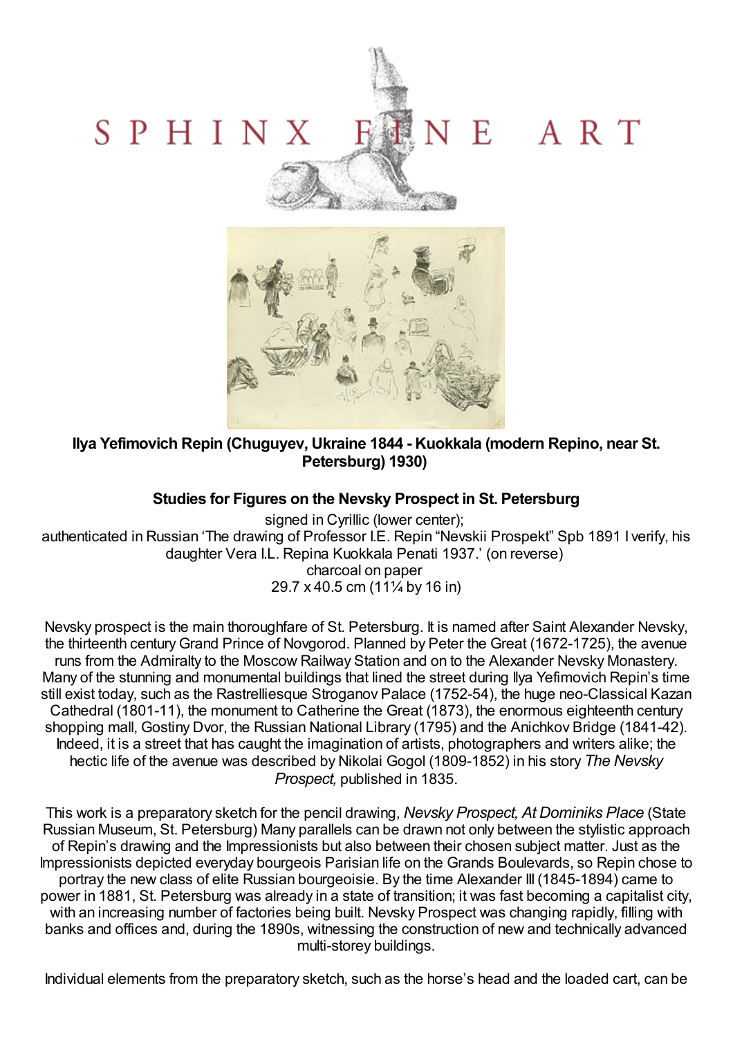# SPHINX FINE ART

**Ilya Yefimovich Repin (Chuguyev, Ukraine 1844 - Kuokkala (modern Repino, near St. Petersburg) 1930)**

**Studies for Figures on the Nevsky Prospect in St. Petersburg**

signed in Cyrillic (lower center);
authenticated in Russian 'The drawing of Professor I.E. Repin "Nevskii Prospekt" Spb 1891 I verify, his daughter Vera I.L. Repina Kuokkala Penati 1937.' (on reverse)
charcoal on paper
29.7 x 40.5 cm (11¼ by 16 in)

Nevsky prospect is the main thoroughfare of St. Petersburg. It is named after Saint Alexander Nevsky, the thirteenth century Grand Prince of Novgorod. Planned by Peter the Great (1672-1725), the avenue runs from the Admiralty to the Moscow Railway Station and on to the Alexander Nevsky Monastery. Many of the stunning and monumental buildings that lined the street during Ilya Yefimovich Repin's time still exist today, such as the Rastrelliesque Stroganov Palace (1752-54), the huge neo-Classical Kazan Cathedral (1801-11), the monument to Catherine the Great (1873), the enormous eighteenth century shopping mall, Gostiny Dvor, the Russian National Library (1795) and the Anichkov Bridge (1841-42). Indeed, it is a street that has caught the imagination of artists, photographers and writers alike; the hectic life of the avenue was described by Nikolai Gogol (1809-1852) in his story *The Nevsky Prospect,* published in 1835.

This work is a preparatory sketch for the pencil drawing, *Nevsky Prospect, At Dominiks Place* (State Russian Museum, St. Petersburg) Many parallels can be drawn not only between the stylistic approach of Repin's drawing and the Impressionists but also between their chosen subject matter. Just as the Impressionists depicted everyday bourgeois Parisian life on the Grands Boulevards, so Repin chose to portray the new class of elite Russian bourgeoisie. By the time Alexander III (1845-1894) came to power in 1881, St. Petersburg was already in a state of transition; it was fast becoming a capitalist city, with an increasing number of factories being built. Nevsky Prospect was changing rapidly, filling with banks and offices and, during the 1890s, witnessing the construction of new and technically advanced multi-storey buildings.

Individual elements from the preparatory sketch, such as the horse's head and the loaded cart, can be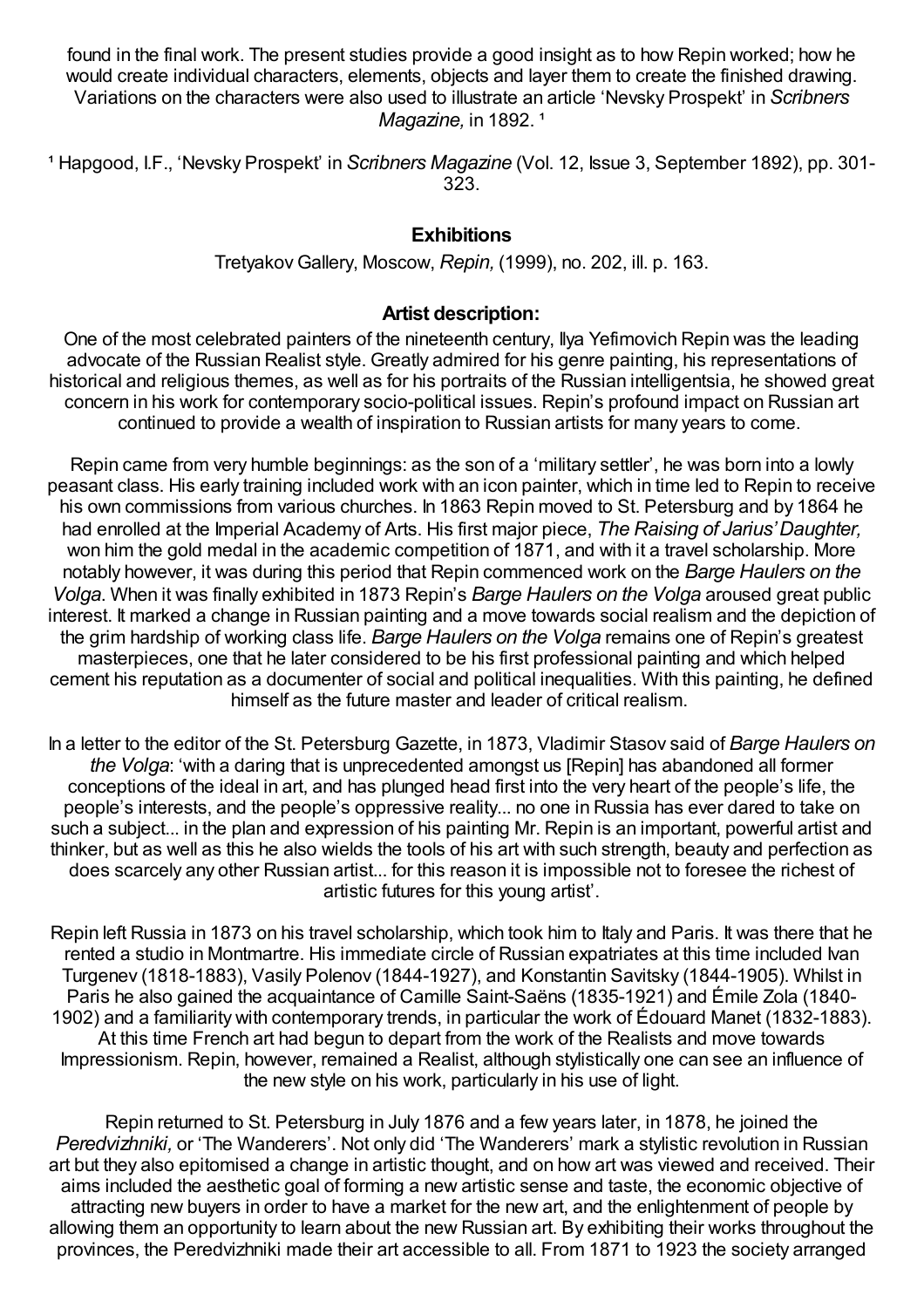found in the final work. The present studies provide a good insight as to how Repin worked; how he would create individual characters, elements, objects and layer them to create the finished drawing. Variations on the characters were also used to illustrate an article 'Nevsky Prospekt' in *Scribners Magazine,* in 1892. [1]

[1] Hapgood, I.F., 'Nevsky Prospekt' in *Scribners Magazine* (Vol. 12, Issue 3, September 1892), pp. 301-323.

**Exhibitions**

Tretyakov Gallery, Moscow, *Repin,* (1999), no. 202, ill. p. 163.

**Artist description:**

One of the most celebrated painters of the nineteenth century, Ilya Yefimovich Repin was the leading advocate of the Russian Realist style. Greatly admired for his genre painting, his representations of historical and religious themes, as well as for his portraits of the Russian intelligentsia, he showed great concern in his work for contemporary socio-political issues. Repin's profound impact on Russian art continued to provide a wealth of inspiration to Russian artists for many years to come.

Repin came from very humble beginnings: as the son of a 'military settler', he was born into a lowly peasant class. His early training included work with an icon painter, which in time led to Repin to receive his own commissions from various churches. In 1863 Repin moved to St. Petersburg and by 1864 he had enrolled at the Imperial Academy of Arts. His first major piece, *The Raising of Jarius' Daughter,* won him the gold medal in the academic competition of 1871, and with it a travel scholarship. More notably however, it was during this period that Repin commenced work on the *Barge Haulers on the Volga*. When it was finally exhibited in 1873 Repin's *Barge Haulers on the Volga* aroused great public interest. It marked a change in Russian painting and a move towards social realism and the depiction of the grim hardship of working class life. *Barge Haulers on the Volga* remains one of Repin's greatest masterpieces, one that he later considered to be his first professional painting and which helped cement his reputation as a documenter of social and political inequalities. With this painting, he defined himself as the future master and leader of critical realism.

In a letter to the editor of the St. Petersburg Gazette, in 1873, Vladimir Stasov said of *Barge Haulers on the Volga*: 'with a daring that is unprecedented amongst us [Repin] has abandoned all former conceptions of the ideal in art, and has plunged head first into the very heart of the people's life, the people's interests, and the people's oppressive reality... no one in Russia has ever dared to take on such a subject... in the plan and expression of his painting Mr. Repin is an important, powerful artist and thinker, but as well as this he also wields the tools of his art with such strength, beauty and perfection as does scarcely any other Russian artist... for this reason it is impossible not to foresee the richest of artistic futures for this young artist'.

Repin left Russia in 1873 on his travel scholarship, which took him to Italy and Paris. It was there that he rented a studio in Montmartre. His immediate circle of Russian expatriates at this time included Ivan Turgenev (1818-1883), Vasily Polenov (1844-1927), and Konstantin Savitsky (1844-1905). Whilst in Paris he also gained the acquaintance of Camille Saint-Saëns (1835-1921) and Émile Zola (1840-1902) and a familiarity with contemporary trends, in particular the work of Édouard Manet (1832-1883). At this time French art had begun to depart from the work of the Realists and move towards Impressionism. Repin, however, remained a Realist, although stylistically one can see an influence of the new style on his work, particularly in his use of light.

Repin returned to St. Petersburg in July 1876 and a few years later, in 1878, he joined the *Peredvizhniki,* or 'The Wanderers'. Not only did 'The Wanderers' mark a stylistic revolution in Russian art but they also epitomised a change in artistic thought, and on how art was viewed and received. Their aims included the aesthetic goal of forming a new artistic sense and taste, the economic objective of attracting new buyers in order to have a market for the new art, and the enlightenment of people by allowing them an opportunity to learn about the new Russian art. By exhibiting their works throughout the provinces, the Peredvizhniki made their art accessible to all. From 1871 to 1923 the society arranged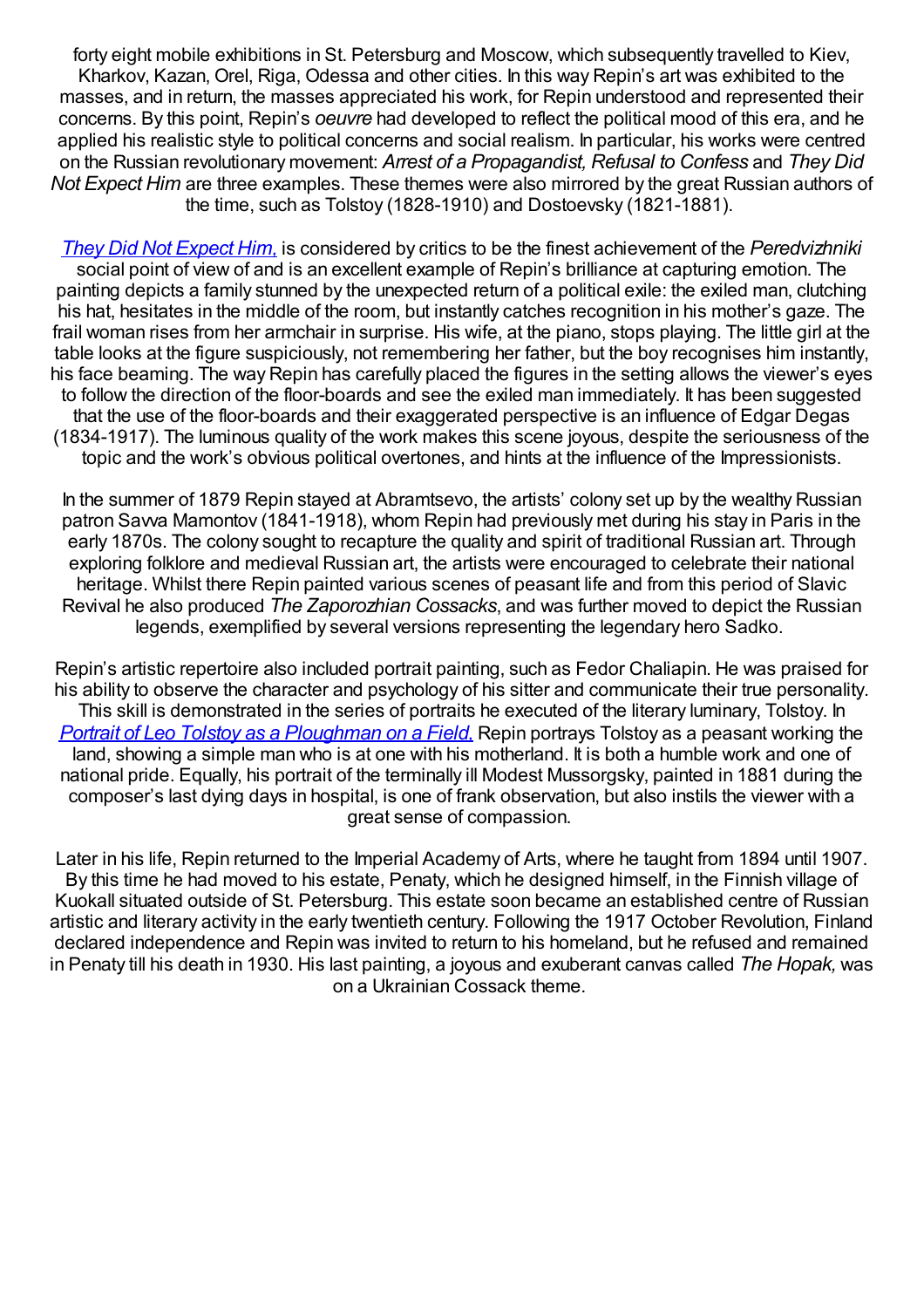forty eight mobile exhibitions in St. Petersburg and Moscow, which subsequently travelled to Kiev, Kharkov, Kazan, Orel, Riga, Odessa and other cities. In this way Repin's art was exhibited to the masses, and in return, the masses appreciated his work, for Repin understood and represented their concerns. By this point, Repin's *oeuvre* had developed to reflect the political mood of this era, and he applied his realistic style to political concerns and social realism. In particular, his works were centred on the Russian revolutionary movement: *Arrest of a Propagandist, Refusal to Confess* and *They Did Not Expect Him* are three examples. These themes were also mirrored by the great Russian authors of the time, such as Tolstoy (1828-1910) and Dostoevsky (1821-1881).

*They Did Not Expect Him,* is considered by critics to be the finest achievement of the *Peredvizhniki* social point of view of and is an excellent example of Repin's brilliance at capturing emotion. The painting depicts a family stunned by the unexpected return of a political exile: the exiled man, clutching his hat, hesitates in the middle of the room, but instantly catches recognition in his mother's gaze. The frail woman rises from her armchair in surprise. His wife, at the piano, stops playing. The little girl at the table looks at the figure suspiciously, not remembering her father, but the boy recognises him instantly, his face beaming. The way Repin has carefully placed the figures in the setting allows the viewer's eyes to follow the direction of the floor-boards and see the exiled man immediately. It has been suggested that the use of the floor-boards and their exaggerated perspective is an influence of Edgar Degas (1834-1917). The luminous quality of the work makes this scene joyous, despite the seriousness of the topic and the work's obvious political overtones, and hints at the influence of the Impressionists.

In the summer of 1879 Repin stayed at Abramtsevo, the artists' colony set up by the wealthy Russian patron Savva Mamontov (1841-1918), whom Repin had previously met during his stay in Paris in the early 1870s. The colony sought to recapture the quality and spirit of traditional Russian art. Through exploring folklore and medieval Russian art, the artists were encouraged to celebrate their national heritage. Whilst there Repin painted various scenes of peasant life and from this period of Slavic Revival he also produced *The Zaporozhian Cossacks*, and was further moved to depict the Russian legends, exemplified by several versions representing the legendary hero Sadko.

Repin's artistic repertoire also included portrait painting, such as Fedor Chaliapin. He was praised for his ability to observe the character and psychology of his sitter and communicate their true personality. This skill is demonstrated in the series of portraits he executed of the literary luminary, Tolstoy. In *Portrait of Leo Tolstoy as a Ploughman on a Field,* Repin portrays Tolstoy as a peasant working the land, showing a simple man who is at one with his motherland. It is both a humble work and one of national pride. Equally, his portrait of the terminally ill Modest Mussorgsky, painted in 1881 during the composer's last dying days in hospital, is one of frank observation, but also instils the viewer with a great sense of compassion.

Later in his life, Repin returned to the Imperial Academy of Arts, where he taught from 1894 until 1907. By this time he had moved to his estate, Penaty, which he designed himself, in the Finnish village of Kuokall situated outside of St. Petersburg. This estate soon became an established centre of Russian artistic and literary activity in the early twentieth century. Following the 1917 October Revolution, Finland declared independence and Repin was invited to return to his homeland, but he refused and remained in Penaty till his death in 1930. His last painting, a joyous and exuberant canvas called *The Hopak,* was on a Ukrainian Cossack theme.